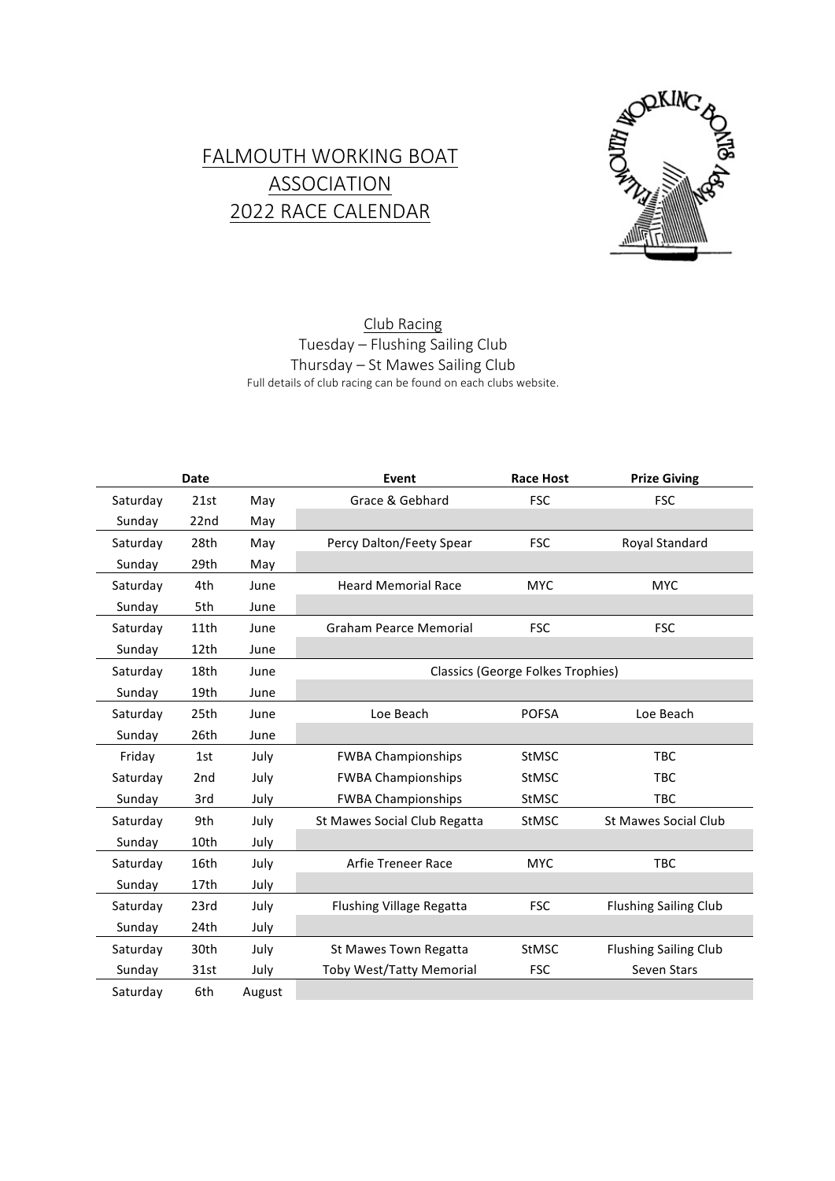# FALMOUTH WORKING BOAT ASSOCIATION
# 2022 RACE CALENDAR

Club Racing
Tuesday – Flushing Sailing Club
Thursday – St Mawes Sailing Club
Full details of club racing can be found on each clubs website.

| Date | | | Event | Race Host | Prize Giving |
|---|---|---|---|---|---|
| Saturday | 21st | May | Grace & Gebhard | FSC | FSC |
| Sunday | 22nd | May | | | |
| Saturday | 28th | May | Percy Dalton/Feety Spear | FSC | Royal Standard |
| Sunday | 29th | May | | | |
| Saturday | 4th | June | Heard Memorial Race | MYC | MYC |
| Sunday | 5th | June | | | |
| Saturday | 11th | June | Graham Pearce Memorial | FSC | FSC |
| Sunday | 12th | June | | | |
| Saturday | 18th | June | Classics (George Folkes Trophies) | | |
| Sunday | 19th | June | | | |
| Saturday | 25th | June | Loe Beach | POFSA | Loe Beach |
| Sunday | 26th | June | | | |
| Friday | 1st | July | FWBA Championships | StMSC | TBC |
| Saturday | 2nd | July | FWBA Championships | StMSC | TBC |
| Sunday | 3rd | July | FWBA Championships | StMSC | TBC |
| Saturday | 9th | July | St Mawes Social Club Regatta | StMSC | St Mawes Social Club |
| Sunday | 10th | July | | | |
| Saturday | 16th | July | Arfie Treneer Race | MYC | TBC |
| Sunday | 17th | July | | | |
| Saturday | 23rd | July | Flushing Village Regatta | FSC | Flushing Sailing Club |
| Sunday | 24th | July | | | |
| Saturday | 30th | July | St Mawes Town Regatta | StMSC | Flushing Sailing Club |
| Sunday | 31st | July | Toby West/Tatty Memorial | FSC | Seven Stars |
| Saturday | 6th | August | | | |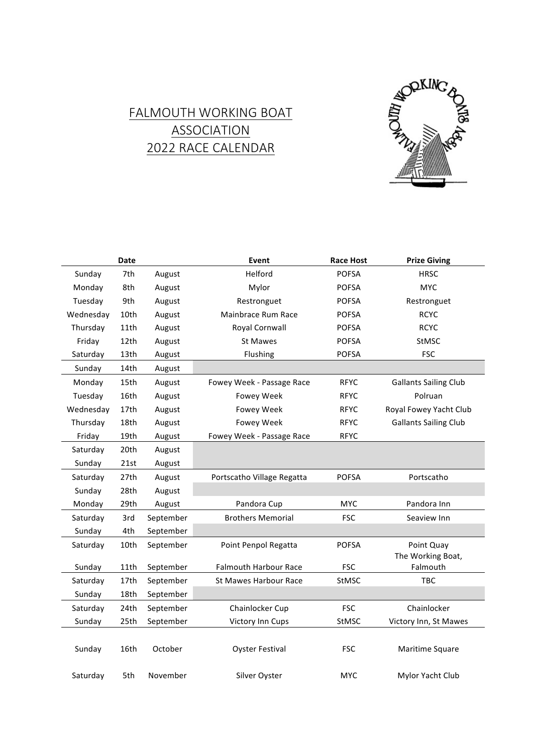# FALMOUTH WORKING BOAT ASSOCIATION 2022 RACE CALENDAR

| | Date | | Event | Race Host | Prize Giving |
|---|---|---|---|---|---|
| Sunday | 7th | August | Helford | POFSA | HRSC |
| Monday | 8th | August | Mylor | POFSA | MYC |
| Tuesday | 9th | August | Restronguet | POFSA | Restronguet |
| Wednesday | 10th | August | Mainbrace Rum Race | POFSA | RCYC |
| Thursday | 11th | August | Royal Cornwall | POFSA | RCYC |
| Friday | 12th | August | St Mawes | POFSA | StMSC |
| Saturday | 13th | August | Flushing | POFSA | FSC |
| Sunday | 14th | August | | | |
| Monday | 15th | August | Fowey Week - Passage Race | RFYC | Gallants Sailing Club |
| Tuesday | 16th | August | Fowey Week | RFYC | Polruan |
| Wednesday | 17th | August | Fowey Week | RFYC | Royal Fowey Yacht Club |
| Thursday | 18th | August | Fowey Week | RFYC | Gallants Sailing Club |
| Friday | 19th | August | Fowey Week - Passage Race | RFYC | |
| Saturday | 20th | August | | | |
| Sunday | 21st | August | | | |
| Saturday | 27th | August | Portscatho Village Regatta | POFSA | Portscatho |
| Sunday | 28th | August | | | |
| Monday | 29th | August | Pandora Cup | MYC | Pandora Inn |
| Saturday | 3rd | September | Brothers Memorial | FSC | Seaview Inn |
| Sunday | 4th | September | | | |
| Saturday | 10th | September | Point Penpol Regatta | POFSA | Point Quay |
| Sunday | 11th | September | Falmouth Harbour Race | FSC | The Working Boat, Falmouth |
| Saturday | 17th | September | St Mawes Harbour Race | StMSC | TBC |
| Sunday | 18th | September | | | |
| Saturday | 24th | September | Chainlocker Cup | FSC | Chainlocker |
| Sunday | 25th | September | Victory Inn Cups | StMSC | Victory Inn, St Mawes |
| Sunday | 16th | October | Oyster Festival | FSC | Maritime Square |
| Saturday | 5th | November | Silver Oyster | MYC | Mylor Yacht Club |